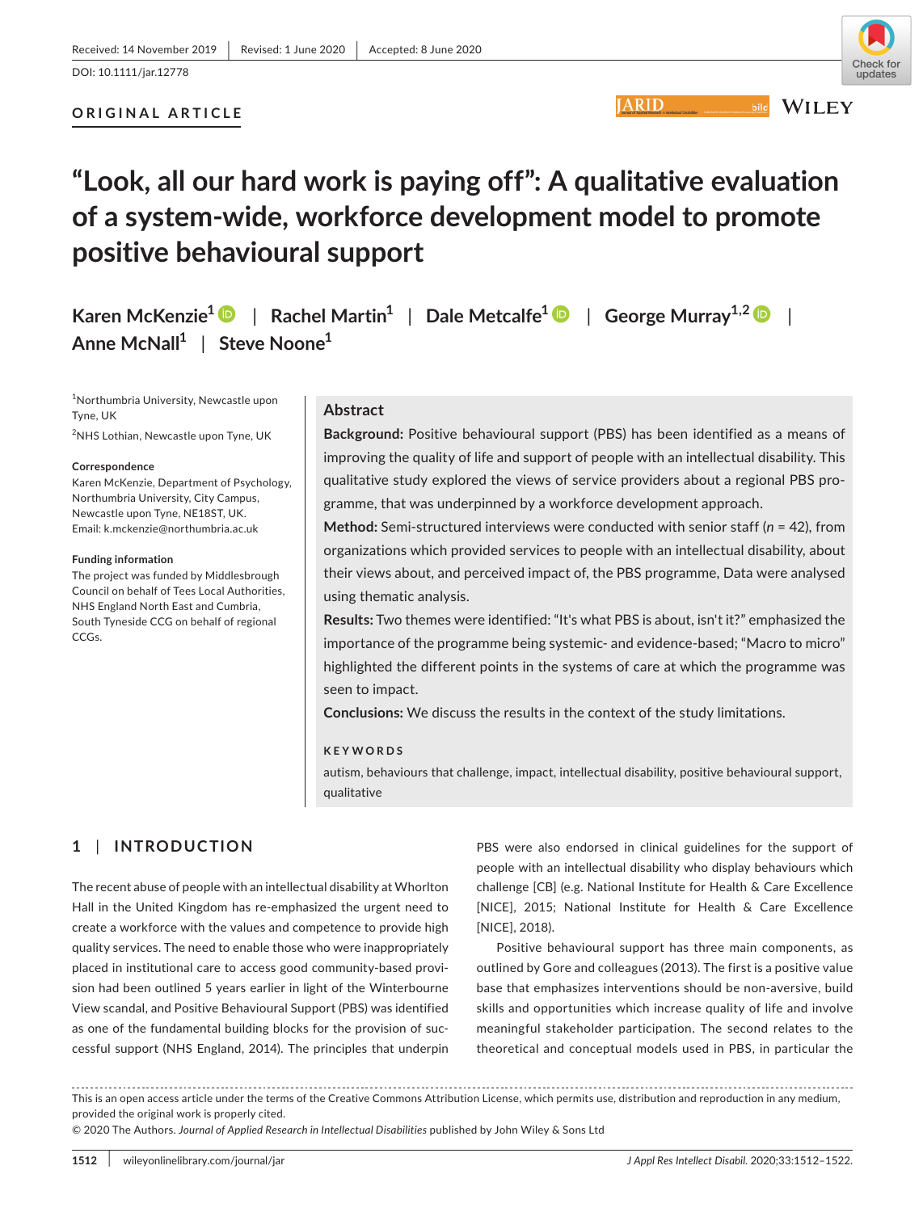Received: 14 November 2019 | Revised: 1 June 2020 | Accepted: 8 June 2020

DOI: 10.1111/jar.12778

ORIGINAL ARTICLE

# "Look, all our hard work is paying off": A qualitative evaluation of a system-wide, workforce development model to promote positive behavioural support

Karen McKenzie[1] | Rachel Martin[1] | Dale Metcalfe[1] | George Murray[1,2] | Anne McNall[1] | Steve Noone[1]

[1]Northumbria University, Newcastle upon Tyne, UK

[2]NHS Lothian, Newcastle upon Tyne, UK

**Correspondence**
Karen McKenzie, Department of Psychology, Northumbria University, City Campus, Newcastle upon Tyne, NE18ST, UK.
Email: k.mckenzie@northumbria.ac.uk

**Funding information**
The project was funded by Middlesbrough Council on behalf of Tees Local Authorities, NHS England North East and Cumbria, South Tyneside CCG on behalf of regional CCGs.

## Abstract

**Background:** Positive behavioural support (PBS) has been identified as a means of improving the quality of life and support of people with an intellectual disability. This qualitative study explored the views of service providers about a regional PBS programme, that was underpinned by a workforce development approach.

**Method:** Semi-structured interviews were conducted with senior staff ($n$ = 42), from organizations which provided services to people with an intellectual disability, about their views about, and perceived impact of, the PBS programme, Data were analysed using thematic analysis.

**Results:** Two themes were identified: "It's what PBS is about, isn't it?" emphasized the importance of the programme being systemic- and evidence-based; "Macro to micro" highlighted the different points in the systems of care at which the programme was seen to impact.

**Conclusions:** We discuss the results in the context of the study limitations.

**KEYWORDS**

autism, behaviours that challenge, impact, intellectual disability, positive behavioural support, qualitative

## 1 | INTRODUCTION

The recent abuse of people with an intellectual disability at Whorlton Hall in the United Kingdom has re-emphasized the urgent need to create a workforce with the values and competence to provide high quality services. The need to enable those who were inappropriately placed in institutional care to access good community-based provision had been outlined 5 years earlier in light of the Winterbourne View scandal, and Positive Behavioural Support (PBS) was identified as one of the fundamental building blocks for the provision of successful support (NHS England, 2014). The principles that underpin PBS were also endorsed in clinical guidelines for the support of people with an intellectual disability who display behaviours which challenge [CB] (e.g. National Institute for Health & Care Excellence [NICE], 2015; National Institute for Health & Care Excellence [NICE], 2018).

Positive behavioural support has three main components, as outlined by Gore and colleagues (2013). The first is a positive value base that emphasizes interventions should be non-aversive, build skills and opportunities which increase quality of life and involve meaningful stakeholder participation. The second relates to the theoretical and conceptual models used in PBS, in particular the

This is an open access article under the terms of the Creative Commons Attribution License, which permits use, distribution and reproduction in any medium, provided the original work is properly cited.
© 2020 The Authors. *Journal of Applied Research in Intellectual Disabilities* published by John Wiley & Sons Ltd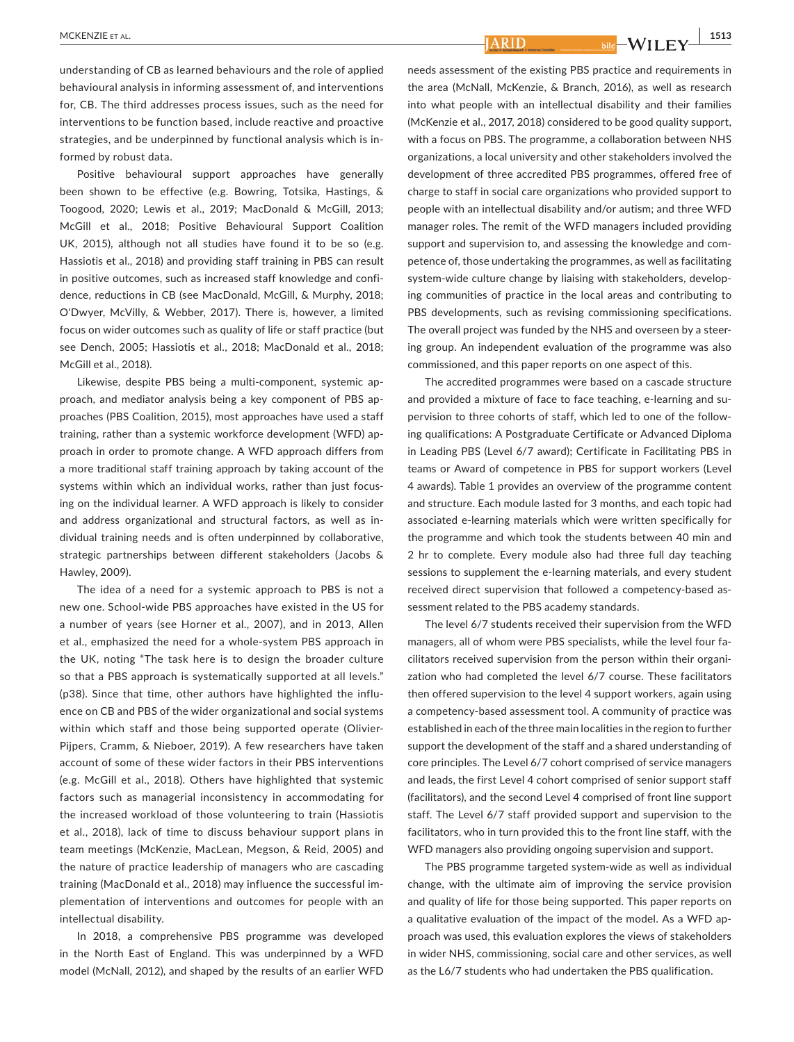understanding of CB as learned behaviours and the role of applied behavioural analysis in informing assessment of, and interventions for, CB. The third addresses process issues, such as the need for interventions to be function based, include reactive and proactive strategies, and be underpinned by functional analysis which is informed by robust data.

Positive behavioural support approaches have generally been shown to be effective (e.g. Bowring, Totsika, Hastings, & Toogood, 2020; Lewis et al., 2019; MacDonald & McGill, 2013; McGill et al., 2018; Positive Behavioural Support Coalition UK, 2015), although not all studies have found it to be so (e.g. Hassiotis et al., 2018) and providing staff training in PBS can result in positive outcomes, such as increased staff knowledge and confidence, reductions in CB (see MacDonald, McGill, & Murphy, 2018; O'Dwyer, McVilly, & Webber, 2017). There is, however, a limited focus on wider outcomes such as quality of life or staff practice (but see Dench, 2005; Hassiotis et al., 2018; MacDonald et al., 2018; McGill et al., 2018).

Likewise, despite PBS being a multi-component, systemic approach, and mediator analysis being a key component of PBS approaches (PBS Coalition, 2015), most approaches have used a staff training, rather than a systemic workforce development (WFD) approach in order to promote change. A WFD approach differs from a more traditional staff training approach by taking account of the systems within which an individual works, rather than just focusing on the individual learner. A WFD approach is likely to consider and address organizational and structural factors, as well as individual training needs and is often underpinned by collaborative, strategic partnerships between different stakeholders (Jacobs & Hawley, 2009).

The idea of a need for a systemic approach to PBS is not a new one. School-wide PBS approaches have existed in the US for a number of years (see Horner et al., 2007), and in 2013, Allen et al., emphasized the need for a whole-system PBS approach in the UK, noting "The task here is to design the broader culture so that a PBS approach is systematically supported at all levels." (p38). Since that time, other authors have highlighted the influence on CB and PBS of the wider organizational and social systems within which staff and those being supported operate (Olivier-Pijpers, Cramm, & Nieboer, 2019). A few researchers have taken account of some of these wider factors in their PBS interventions (e.g. McGill et al., 2018). Others have highlighted that systemic factors such as managerial inconsistency in accommodating for the increased workload of those volunteering to train (Hassiotis et al., 2018), lack of time to discuss behaviour support plans in team meetings (McKenzie, MacLean, Megson, & Reid, 2005) and the nature of practice leadership of managers who are cascading training (MacDonald et al., 2018) may influence the successful implementation of interventions and outcomes for people with an intellectual disability.

In 2018, a comprehensive PBS programme was developed in the North East of England. This was underpinned by a WFD model (McNall, 2012), and shaped by the results of an earlier WFD needs assessment of the existing PBS practice and requirements in the area (McNall, McKenzie, & Branch, 2016), as well as research into what people with an intellectual disability and their families (McKenzie et al., 2017, 2018) considered to be good quality support, with a focus on PBS. The programme, a collaboration between NHS organizations, a local university and other stakeholders involved the development of three accredited PBS programmes, offered free of charge to staff in social care organizations who provided support to people with an intellectual disability and/or autism; and three WFD manager roles. The remit of the WFD managers included providing support and supervision to, and assessing the knowledge and competence of, those undertaking the programmes, as well as facilitating system-wide culture change by liaising with stakeholders, developing communities of practice in the local areas and contributing to PBS developments, such as revising commissioning specifications. The overall project was funded by the NHS and overseen by a steering group. An independent evaluation of the programme was also commissioned, and this paper reports on one aspect of this.

The accredited programmes were based on a cascade structure and provided a mixture of face to face teaching, e-learning and supervision to three cohorts of staff, which led to one of the following qualifications: A Postgraduate Certificate or Advanced Diploma in Leading PBS (Level 6/7 award); Certificate in Facilitating PBS in teams or Award of competence in PBS for support workers (Level 4 awards). Table 1 provides an overview of the programme content and structure. Each module lasted for 3 months, and each topic had associated e-learning materials which were written specifically for the programme and which took the students between 40 min and 2 hr to complete. Every module also had three full day teaching sessions to supplement the e-learning materials, and every student received direct supervision that followed a competency-based assessment related to the PBS academy standards.

The level 6/7 students received their supervision from the WFD managers, all of whom were PBS specialists, while the level four facilitators received supervision from the person within their organization who had completed the level 6/7 course. These facilitators then offered supervision to the level 4 support workers, again using a competency-based assessment tool. A community of practice was established in each of the three main localities in the region to further support the development of the staff and a shared understanding of core principles. The Level 6/7 cohort comprised of service managers and leads, the first Level 4 cohort comprised of senior support staff (facilitators), and the second Level 4 comprised of front line support staff. The Level 6/7 staff provided support and supervision to the facilitators, who in turn provided this to the front line staff, with the WFD managers also providing ongoing supervision and support.

The PBS programme targeted system-wide as well as individual change, with the ultimate aim of improving the service provision and quality of life for those being supported. This paper reports on a qualitative evaluation of the impact of the model. As a WFD approach was used, this evaluation explores the views of stakeholders in wider NHS, commissioning, social care and other services, as well as the L6/7 students who had undertaken the PBS qualification.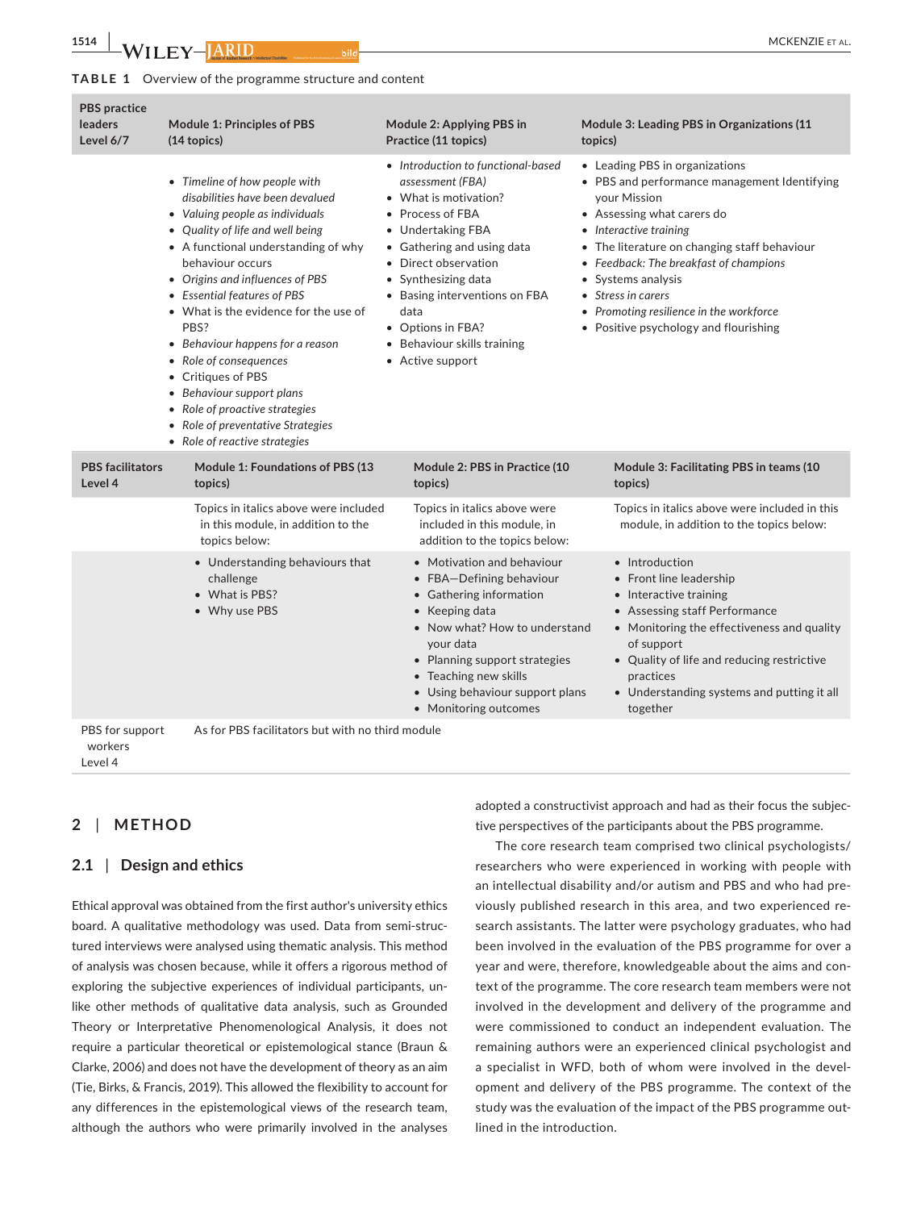**TABLE 1** Overview of the programme structure and content

| PBS practice leaders Level 6/7 | Module 1: Principles of PBS (14 topics) | Module 2: Applying PBS in Practice (11 topics) | Module 3: Leading PBS in Organizations (11 topics) |
|---|---|---|---|
| | • *Timeline of how people with disabilities have been devalued*<br>• *Valuing people as individuals*<br>• *Quality of life and well being*<br>• A functional understanding of why behaviour occurs<br>• *Origins and influences of PBS*<br>• *Essential features of PBS*<br>• What is the evidence for the use of PBS?<br>• *Behaviour happens for a reason*<br>• *Role of consequences*<br>• Critiques of PBS<br>• *Behaviour support plans*<br>• *Role of proactive strategies*<br>• *Role of preventative Strategies*<br>• *Role of reactive strategies* | • *Introduction to functional-based assessment (FBA)*<br>• What is motivation?<br>• Process of FBA<br>• Undertaking FBA<br>• Gathering and using data<br>• Direct observation<br>• Synthesizing data<br>• Basing interventions on FBA data<br>• Options in FBA?<br>• Behaviour skills training<br>• Active support | • Leading PBS in organizations<br>• PBS and performance management Identifying your Mission<br>• Assessing what carers do<br>• *Interactive training*<br>• The literature on changing staff behaviour<br>• *Feedback: The breakfast of champions*<br>• Systems analysis<br>• *Stress in carers*<br>• *Promoting resilience in the workforce*<br>• Positive psychology and flourishing |
| **PBS facilitators Level 4** | **Module 1: Foundations of PBS (13 topics)** | **Module 2: PBS in Practice (10 topics)** | **Module 3: Facilitating PBS in teams (10 topics)** |
| | Topics in italics above were included in this module, in addition to the topics below: | Topics in italics above were included in this module, in addition to the topics below: | Topics in italics above were included in this module, in addition to the topics below: |
| | • Understanding behaviours that challenge<br>• What is PBS?<br>• Why use PBS | • Motivation and behaviour<br>• FBA—Defining behaviour<br>• Gathering information<br>• Keeping data<br>• Now what? How to understand your data<br>• Planning support strategies<br>• Teaching new skills<br>• Using behaviour support plans<br>• Monitoring outcomes | • Introduction<br>• Front line leadership<br>• Interactive training<br>• Assessing staff Performance<br>• Monitoring the effectiveness and quality of support<br>• Quality of life and reducing restrictive practices<br>• Understanding systems and putting it all together |
| PBS for support workers Level 4 | As for PBS facilitators but with no third module | | |

## 2 | METHOD

### 2.1 | Design and ethics

Ethical approval was obtained from the first author's university ethics board. A qualitative methodology was used. Data from semi-structured interviews were analysed using thematic analysis. This method of analysis was chosen because, while it offers a rigorous method of exploring the subjective experiences of individual participants, unlike other methods of qualitative data analysis, such as Grounded Theory or Interpretative Phenomenological Analysis, it does not require a particular theoretical or epistemological stance (Braun & Clarke, 2006) and does not have the development of theory as an aim (Tie, Birks, & Francis, 2019). This allowed the flexibility to account for any differences in the epistemological views of the research team, although the authors who were primarily involved in the analyses adopted a constructivist approach and had as their focus the subjective perspectives of the participants about the PBS programme.

The core research team comprised two clinical psychologists/researchers who were experienced in working with people with an intellectual disability and/or autism and PBS and who had previously published research in this area, and two experienced research assistants. The latter were psychology graduates, who had been involved in the evaluation of the PBS programme for over a year and were, therefore, knowledgeable about the aims and context of the programme. The core research team members were not involved in the development and delivery of the programme and were commissioned to conduct an independent evaluation. The remaining authors were an experienced clinical psychologist and a specialist in WFD, both of whom were involved in the development and delivery of the PBS programme. The context of the study was the evaluation of the impact of the PBS programme outlined in the introduction.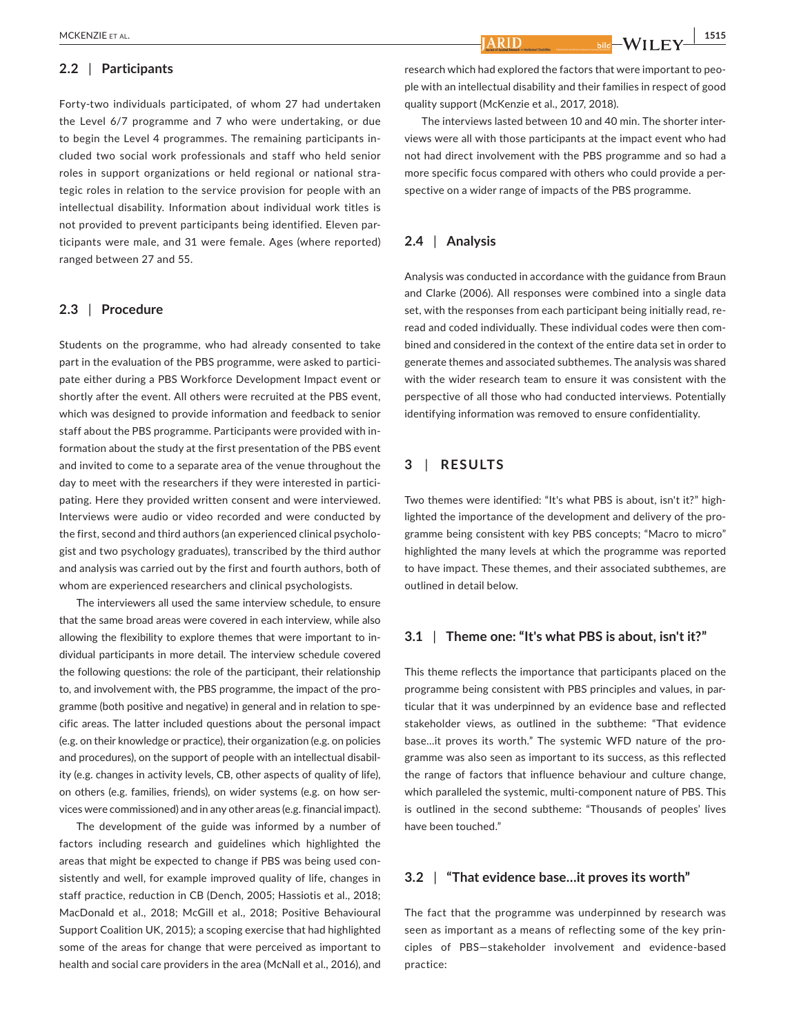## 2.2 | Participants

Forty-two individuals participated, of whom 27 had undertaken the Level 6/7 programme and 7 who were undertaking, or due to begin the Level 4 programmes. The remaining participants included two social work professionals and staff who held senior roles in support organizations or held regional or national strategic roles in relation to the service provision for people with an intellectual disability. Information about individual work titles is not provided to prevent participants being identified. Eleven participants were male, and 31 were female. Ages (where reported) ranged between 27 and 55.

## 2.3 | Procedure

Students on the programme, who had already consented to take part in the evaluation of the PBS programme, were asked to participate either during a PBS Workforce Development Impact event or shortly after the event. All others were recruited at the PBS event, which was designed to provide information and feedback to senior staff about the PBS programme. Participants were provided with information about the study at the first presentation of the PBS event and invited to come to a separate area of the venue throughout the day to meet with the researchers if they were interested in participating. Here they provided written consent and were interviewed. Interviews were audio or video recorded and were conducted by the first, second and third authors (an experienced clinical psychologist and two psychology graduates), transcribed by the third author and analysis was carried out by the first and fourth authors, both of whom are experienced researchers and clinical psychologists.

The interviewers all used the same interview schedule, to ensure that the same broad areas were covered in each interview, while also allowing the flexibility to explore themes that were important to individual participants in more detail. The interview schedule covered the following questions: the role of the participant, their relationship to, and involvement with, the PBS programme, the impact of the programme (both positive and negative) in general and in relation to specific areas. The latter included questions about the personal impact (e.g. on their knowledge or practice), their organization (e.g. on policies and procedures), on the support of people with an intellectual disability (e.g. changes in activity levels, CB, other aspects of quality of life), on others (e.g. families, friends), on wider systems (e.g. on how services were commissioned) and in any other areas (e.g. financial impact).

The development of the guide was informed by a number of factors including research and guidelines which highlighted the areas that might be expected to change if PBS was being used consistently and well, for example improved quality of life, changes in staff practice, reduction in CB (Dench, 2005; Hassiotis et al., 2018; MacDonald et al., 2018; McGill et al., 2018; Positive Behavioural Support Coalition UK, 2015); a scoping exercise that had highlighted some of the areas for change that were perceived as important to health and social care providers in the area (McNall et al., 2016), and research which had explored the factors that were important to people with an intellectual disability and their families in respect of good quality support (McKenzie et al., 2017, 2018).

The interviews lasted between 10 and 40 min. The shorter interviews were all with those participants at the impact event who had not had direct involvement with the PBS programme and so had a more specific focus compared with others who could provide a perspective on a wider range of impacts of the PBS programme.

## 2.4 | Analysis

Analysis was conducted in accordance with the guidance from Braun and Clarke (2006). All responses were combined into a single data set, with the responses from each participant being initially read, re-read and coded individually. These individual codes were then combined and considered in the context of the entire data set in order to generate themes and associated subthemes. The analysis was shared with the wider research team to ensure it was consistent with the perspective of all those who had conducted interviews. Potentially identifying information was removed to ensure confidentiality.

# 3 | RESULTS

Two themes were identified: "It's what PBS is about, isn't it?" highlighted the importance of the development and delivery of the programme being consistent with key PBS concepts; "Macro to micro" highlighted the many levels at which the programme was reported to have impact. These themes, and their associated subthemes, are outlined in detail below.

## 3.1 | Theme one: "It's what PBS is about, isn't it?"

This theme reflects the importance that participants placed on the programme being consistent with PBS principles and values, in particular that it was underpinned by an evidence base and reflected stakeholder views, as outlined in the subtheme: "That evidence base…it proves its worth." The systemic WFD nature of the programme was also seen as important to its success, as this reflected the range of factors that influence behaviour and culture change, which paralleled the systemic, multi-component nature of PBS. This is outlined in the second subtheme: "Thousands of peoples' lives have been touched."

## 3.2 | "That evidence base…it proves its worth"

The fact that the programme was underpinned by research was seen as important as a means of reflecting some of the key principles of PBS—stakeholder involvement and evidence-based practice: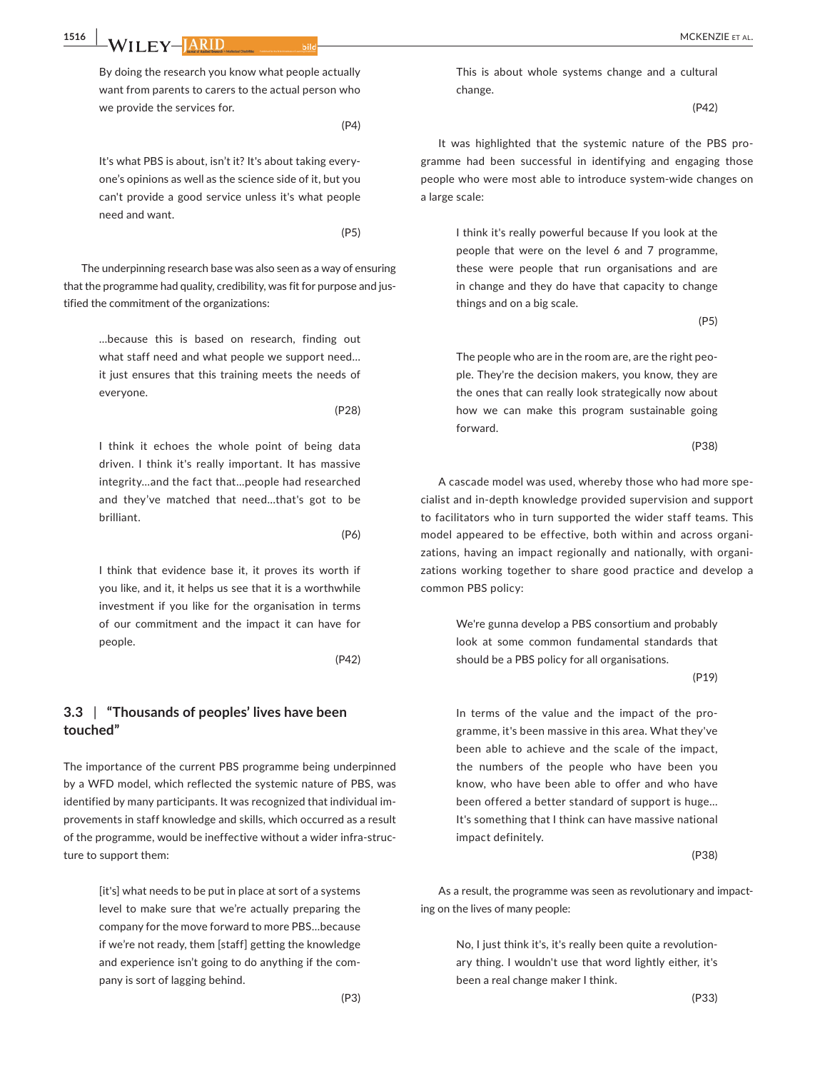> By doing the research you know what people actually want from parents to carers to the actual person who we provide the services for.
>
> (P4)

> It's what PBS is about, isn't it? It's about taking everyone's opinions as well as the science side of it, but you can't provide a good service unless it's what people need and want.
>
> (P5)

The underpinning research base was also seen as a way of ensuring that the programme had quality, credibility, was fit for purpose and justified the commitment of the organizations:

> …because this is based on research, finding out what staff need and what people we support need… it just ensures that this training meets the needs of everyone.
>
> (P28)

> I think it echoes the whole point of being data driven. I think it's really important. It has massive integrity…and the fact that…people had researched and they've matched that need…that's got to be brilliant.
>
> (P6)

> I think that evidence base it, it proves its worth if you like, and it, it helps us see that it is a worthwhile investment if you like for the organisation in terms of our commitment and the impact it can have for people.
>
> (P42)

### 3.3 | "Thousands of peoples' lives have been touched"

The importance of the current PBS programme being underpinned by a WFD model, which reflected the systemic nature of PBS, was identified by many participants. It was recognized that individual improvements in staff knowledge and skills, which occurred as a result of the programme, would be ineffective without a wider infra-structure to support them:

> [it's] what needs to be put in place at sort of a systems level to make sure that we're actually preparing the company for the move forward to more PBS…because if we're not ready, them [staff] getting the knowledge and experience isn't going to do anything if the company is sort of lagging behind.
>
> (P3)

> This is about whole systems change and a cultural change.
>
> (P42)

It was highlighted that the systemic nature of the PBS programme had been successful in identifying and engaging those people who were most able to introduce system-wide changes on a large scale:

> I think it's really powerful because If you look at the people that were on the level 6 and 7 programme, these were people that run organisations and are in change and they do have that capacity to change things and on a big scale.
>
> (P5)

> The people who are in the room are, are the right people. They're the decision makers, you know, they are the ones that can really look strategically now about how we can make this program sustainable going forward.
>
> (P38)

A cascade model was used, whereby those who had more specialist and in-depth knowledge provided supervision and support to facilitators who in turn supported the wider staff teams. This model appeared to be effective, both within and across organizations, having an impact regionally and nationally, with organizations working together to share good practice and develop a common PBS policy:

> We're gunna develop a PBS consortium and probably look at some common fundamental standards that should be a PBS policy for all organisations.
>
> (P19)

> In terms of the value and the impact of the programme, it's been massive in this area. What they've been able to achieve and the scale of the impact, the numbers of the people who have been you know, who have been able to offer and who have been offered a better standard of support is huge… It's something that I think can have massive national impact definitely.
>
> (P38)

As a result, the programme was seen as revolutionary and impacting on the lives of many people:

> No, I just think it's, it's really been quite a revolutionary thing. I wouldn't use that word lightly either, it's been a real change maker I think.
>
> (P33)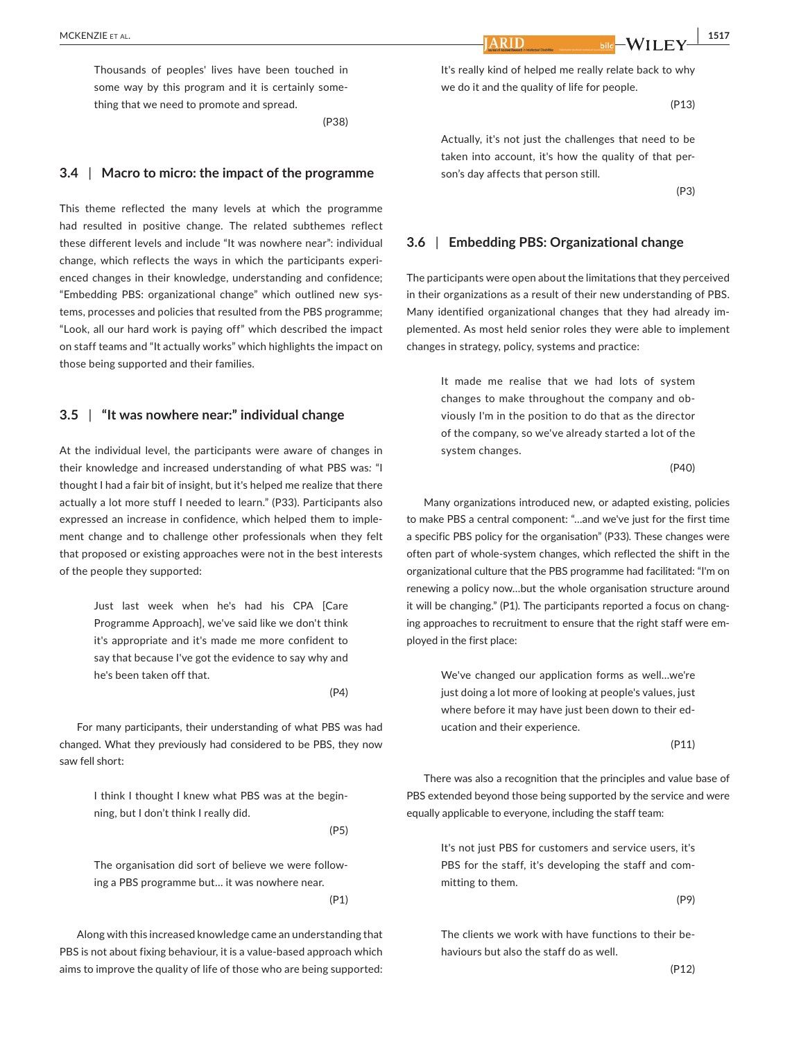> Thousands of peoples' lives have been touched in some way by this program and it is certainly something that we need to promote and spread.
>
> (P38)

### 3.4 | Macro to micro: the impact of the programme

This theme reflected the many levels at which the programme had resulted in positive change. The related subthemes reflect these different levels and include "It was nowhere near": individual change, which reflects the ways in which the participants experienced changes in their knowledge, understanding and confidence; "Embedding PBS: organizational change" which outlined new systems, processes and policies that resulted from the PBS programme; "Look, all our hard work is paying off" which described the impact on staff teams and "It actually works" which highlights the impact on those being supported and their families.

### 3.5 | "It was nowhere near:" individual change

At the individual level, the participants were aware of changes in their knowledge and increased understanding of what PBS was: "I thought I had a fair bit of insight, but it's helped me realize that there actually a lot more stuff I needed to learn." (P33). Participants also expressed an increase in confidence, which helped them to implement change and to challenge other professionals when they felt that proposed or existing approaches were not in the best interests of the people they supported:

> Just last week when he's had his CPA [Care Programme Approach], we've said like we don't think it's appropriate and it's made me more confident to say that because I've got the evidence to say why and he's been taken off that.
>
> (P4)

For many participants, their understanding of what PBS was had changed. What they previously had considered to be PBS, they now saw fell short:

> I think I thought I knew what PBS was at the beginning, but I don't think I really did.
>
> (P5)

> The organisation did sort of believe we were following a PBS programme but… it was nowhere near.
>
> (P1)

Along with this increased knowledge came an understanding that PBS is not about fixing behaviour, it is a value-based approach which aims to improve the quality of life of those who are being supported:

> It's really kind of helped me really relate back to why we do it and the quality of life for people.
>
> (P13)

> Actually, it's not just the challenges that need to be taken into account, it's how the quality of that person's day affects that person still.
>
> (P3)

### 3.6 | Embedding PBS: Organizational change

The participants were open about the limitations that they perceived in their organizations as a result of their new understanding of PBS. Many identified organizational changes that they had already implemented. As most held senior roles they were able to implement changes in strategy, policy, systems and practice:

> It made me realise that we had lots of system changes to make throughout the company and obviously I'm in the position to do that as the director of the company, so we've already started a lot of the system changes.
>
> (P40)

Many organizations introduced new, or adapted existing, policies to make PBS a central component: "…and we've just for the first time a specific PBS policy for the organisation" (P33). These changes were often part of whole-system changes, which reflected the shift in the organizational culture that the PBS programme had facilitated: "I'm on renewing a policy now…but the whole organisation structure around it will be changing." (P1). The participants reported a focus on changing approaches to recruitment to ensure that the right staff were employed in the first place:

> We've changed our application forms as well…we're just doing a lot more of looking at people's values, just where before it may have just been down to their education and their experience.
>
> (P11)

There was also a recognition that the principles and value base of PBS extended beyond those being supported by the service and were equally applicable to everyone, including the staff team:

> It's not just PBS for customers and service users, it's PBS for the staff, it's developing the staff and committing to them.
>
> (P9)

> The clients we work with have functions to their behaviours but also the staff do as well.
>
> (P12)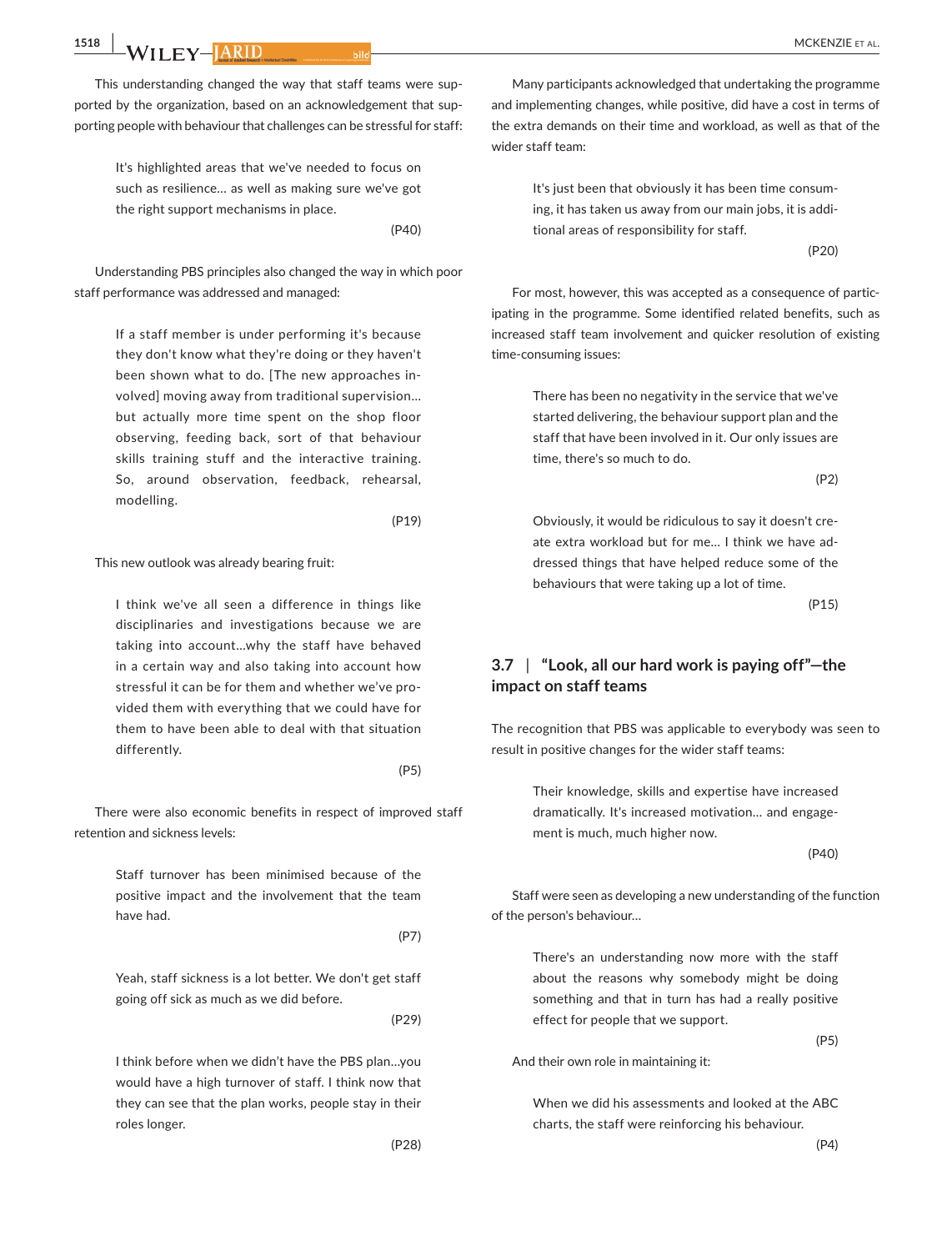This understanding changed the way that staff teams were supported by the organization, based on an acknowledgement that supporting people with behaviour that challenges can be stressful for staff:

> It's highlighted areas that we've needed to focus on such as resilience… as well as making sure we've got the right support mechanisms in place.
>
> (P40)

Understanding PBS principles also changed the way in which poor staff performance was addressed and managed:

> If a staff member is under performing it's because they don't know what they're doing or they haven't been shown what to do. [The new approaches involved] moving away from traditional supervision… but actually more time spent on the shop floor observing, feeding back, sort of that behaviour skills training stuff and the interactive training. So, around observation, feedback, rehearsal, modelling.
>
> (P19)

This new outlook was already bearing fruit:

> I think we've all seen a difference in things like disciplinaries and investigations because we are taking into account…why the staff have behaved in a certain way and also taking into account how stressful it can be for them and whether we've provided them with everything that we could have for them to have been able to deal with that situation differently.
>
> (P5)

There were also economic benefits in respect of improved staff retention and sickness levels:

> Staff turnover has been minimised because of the positive impact and the involvement that the team have had.
>
> (P7)

> Yeah, staff sickness is a lot better. We don't get staff going off sick as much as we did before.
>
> (P29)

> I think before when we didn't have the PBS plan…you would have a high turnover of staff. I think now that they can see that the plan works, people stay in their roles longer.
>
> (P28)

Many participants acknowledged that undertaking the programme and implementing changes, while positive, did have a cost in terms of the extra demands on their time and workload, as well as that of the wider staff team:

> It's just been that obviously it has been time consuming, it has taken us away from our main jobs, it is additional areas of responsibility for staff.
>
> (P20)

For most, however, this was accepted as a consequence of participating in the programme. Some identified related benefits, such as increased staff team involvement and quicker resolution of existing time-consuming issues:

> There has been no negativity in the service that we've started delivering, the behaviour support plan and the staff that have been involved in it. Our only issues are time, there's so much to do.
>
> (P2)

> Obviously, it would be ridiculous to say it doesn't create extra workload but for me… I think we have addressed things that have helped reduce some of the behaviours that were taking up a lot of time.
>
> (P15)

### 3.7 | "Look, all our hard work is paying off"—the impact on staff teams

The recognition that PBS was applicable to everybody was seen to result in positive changes for the wider staff teams:

> Their knowledge, skills and expertise have increased dramatically. It's increased motivation… and engagement is much, much higher now.
>
> (P40)

Staff were seen as developing a new understanding of the function of the person's behaviour…

> There's an understanding now more with the staff about the reasons why somebody might be doing something and that in turn has had a really positive effect for people that we support.
>
> (P5)

And their own role in maintaining it:

> When we did his assessments and looked at the ABC charts, the staff were reinforcing his behaviour.
>
> (P4)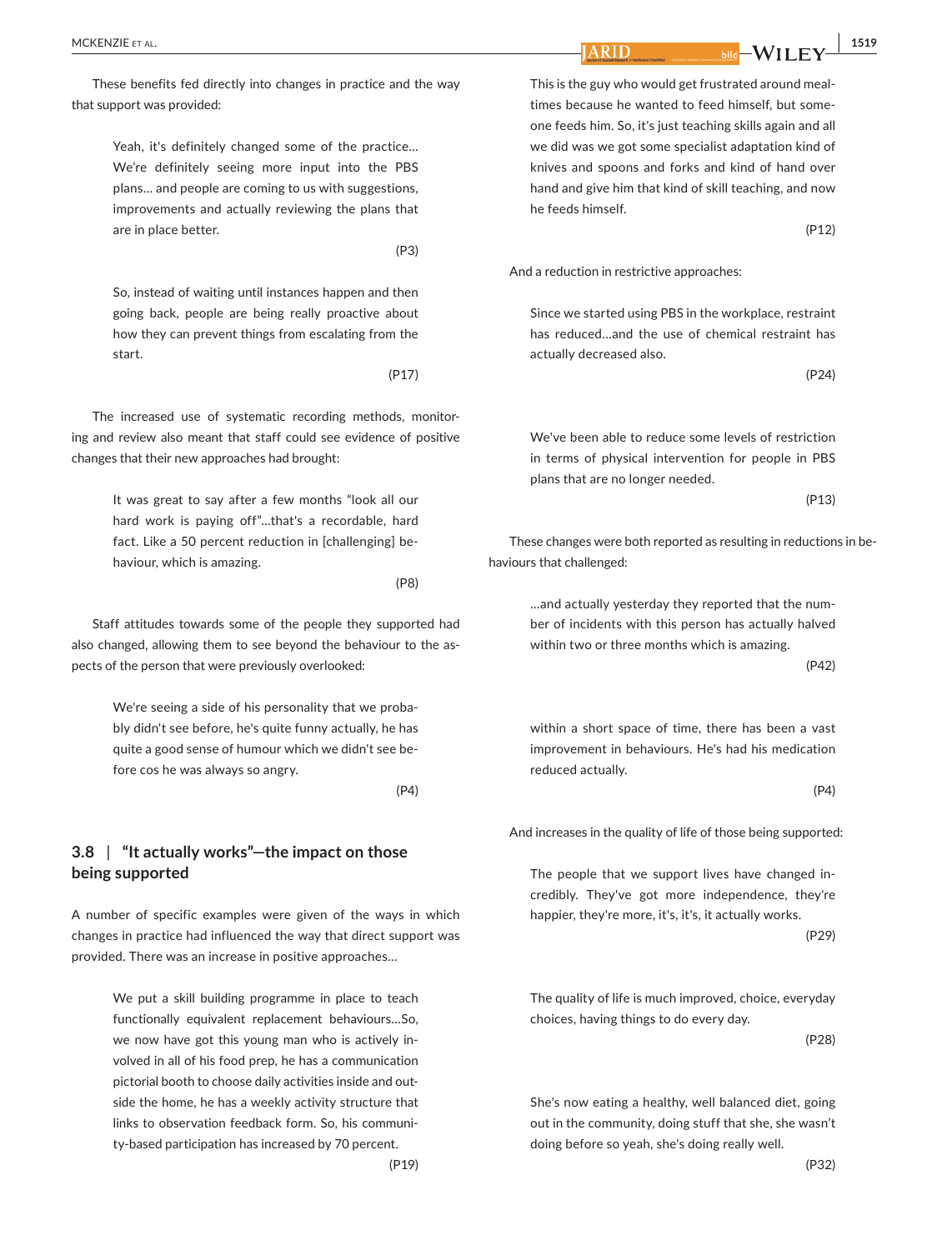These benefits fed directly into changes in practice and the way that support was provided:

> Yeah, it's definitely changed some of the practice… We're definitely seeing more input into the PBS plans… and people are coming to us with suggestions, improvements and actually reviewing the plans that are in place better.
>
> (P3)

> So, instead of waiting until instances happen and then going back, people are being really proactive about how they can prevent things from escalating from the start.
>
> (P17)

The increased use of systematic recording methods, monitoring and review also meant that staff could see evidence of positive changes that their new approaches had brought:

> It was great to say after a few months "look all our hard work is paying off"…that's a recordable, hard fact. Like a 50 percent reduction in [challenging] behaviour, which is amazing.
>
> (P8)

Staff attitudes towards some of the people they supported had also changed, allowing them to see beyond the behaviour to the aspects of the person that were previously overlooked:

> We're seeing a side of his personality that we probably didn't see before, he's quite funny actually, he has quite a good sense of humour which we didn't see before cos he was always so angry.
>
> (P4)

### 3.8 | "It actually works"—the impact on those being supported

A number of specific examples were given of the ways in which changes in practice had influenced the way that direct support was provided. There was an increase in positive approaches…

> We put a skill building programme in place to teach functionally equivalent replacement behaviours…So, we now have got this young man who is actively involved in all of his food prep, he has a communication pictorial booth to choose daily activities inside and outside the home, he has a weekly activity structure that links to observation feedback form. So, his community-based participation has increased by 70 percent.
>
> (P19)

> This is the guy who would get frustrated around mealtimes because he wanted to feed himself, but someone feeds him. So, it's just teaching skills again and all we did was we got some specialist adaptation kind of knives and spoons and forks and kind of hand over hand and give him that kind of skill teaching, and now he feeds himself.
>
> (P12)

And a reduction in restrictive approaches:

> Since we started using PBS in the workplace, restraint has reduced…and the use of chemical restraint has actually decreased also.
>
> (P24)

> We've been able to reduce some levels of restriction in terms of physical intervention for people in PBS plans that are no longer needed.
>
> (P13)

These changes were both reported as resulting in reductions in behaviours that challenged:

> …and actually yesterday they reported that the number of incidents with this person has actually halved within two or three months which is amazing.
>
> (P42)

> within a short space of time, there has been a vast improvement in behaviours. He's had his medication reduced actually.
>
> (P4)

And increases in the quality of life of those being supported:

> The people that we support lives have changed incredibly. They've got more independence, they're happier, they're more, it's, it's, it actually works.
>
> (P29)

> The quality of life is much improved, choice, everyday choices, having things to do every day.
>
> (P28)

> She's now eating a healthy, well balanced diet, going out in the community, doing stuff that she, she wasn't doing before so yeah, she's doing really well.
>
> (P32)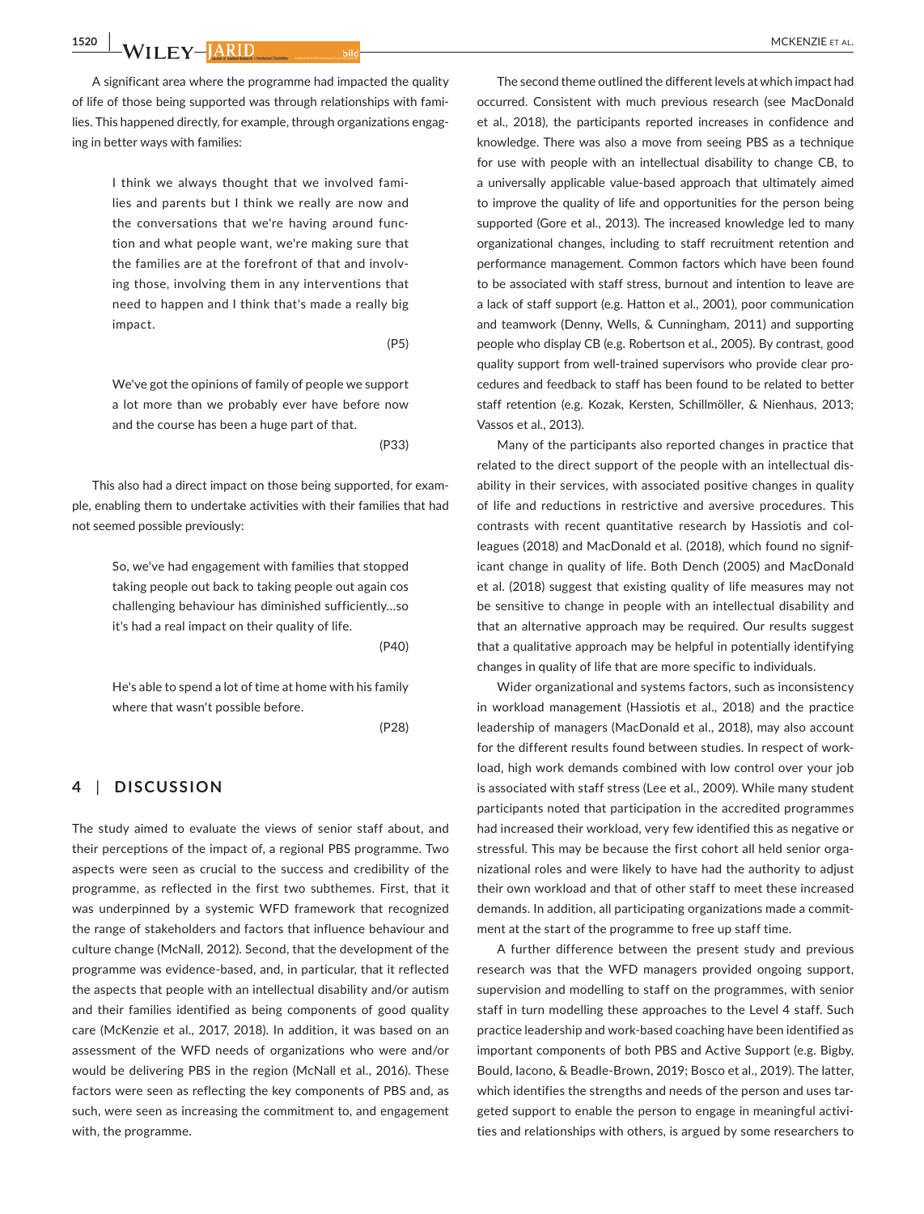A significant area where the programme had impacted the quality of life of those being supported was through relationships with families. This happened directly, for example, through organizations engaging in better ways with families:

> I think we always thought that we involved families and parents but I think we really are now and the conversations that we're having around function and what people want, we're making sure that the families are at the forefront of that and involving those, involving them in any interventions that need to happen and I think that's made a really big impact.
>
> (P5)

> We've got the opinions of family of people we support a lot more than we probably ever have before now and the course has been a huge part of that.
>
> (P33)

This also had a direct impact on those being supported, for example, enabling them to undertake activities with their families that had not seemed possible previously:

> So, we've had engagement with families that stopped taking people out back to taking people out again cos challenging behaviour has diminished sufficiently…so it's had a real impact on their quality of life.
>
> (P40)

> He's able to spend a lot of time at home with his family where that wasn't possible before.
>
> (P28)

## 4 | DISCUSSION

The study aimed to evaluate the views of senior staff about, and their perceptions of the impact of, a regional PBS programme. Two aspects were seen as crucial to the success and credibility of the programme, as reflected in the first two subthemes. First, that it was underpinned by a systemic WFD framework that recognized the range of stakeholders and factors that influence behaviour and culture change (McNall, 2012). Second, that the development of the programme was evidence-based, and, in particular, that it reflected the aspects that people with an intellectual disability and/or autism and their families identified as being components of good quality care (McKenzie et al., 2017, 2018). In addition, it was based on an assessment of the WFD needs of organizations who were and/or would be delivering PBS in the region (McNall et al., 2016). These factors were seen as reflecting the key components of PBS and, as such, were seen as increasing the commitment to, and engagement with, the programme.

The second theme outlined the different levels at which impact had occurred. Consistent with much previous research (see MacDonald et al., 2018), the participants reported increases in confidence and knowledge. There was also a move from seeing PBS as a technique for use with people with an intellectual disability to change CB, to a universally applicable value-based approach that ultimately aimed to improve the quality of life and opportunities for the person being supported (Gore et al., 2013). The increased knowledge led to many organizational changes, including to staff recruitment retention and performance management. Common factors which have been found to be associated with staff stress, burnout and intention to leave are a lack of staff support (e.g. Hatton et al., 2001), poor communication and teamwork (Denny, Wells, & Cunningham, 2011) and supporting people who display CB (e.g. Robertson et al., 2005). By contrast, good quality support from well-trained supervisors who provide clear procedures and feedback to staff has been found to be related to better staff retention (e.g. Kozak, Kersten, Schillmöller, & Nienhaus, 2013; Vassos et al., 2013).

Many of the participants also reported changes in practice that related to the direct support of the people with an intellectual disability in their services, with associated positive changes in quality of life and reductions in restrictive and aversive procedures. This contrasts with recent quantitative research by Hassiotis and colleagues (2018) and MacDonald et al. (2018), which found no significant change in quality of life. Both Dench (2005) and MacDonald et al. (2018) suggest that existing quality of life measures may not be sensitive to change in people with an intellectual disability and that an alternative approach may be required. Our results suggest that a qualitative approach may be helpful in potentially identifying changes in quality of life that are more specific to individuals.

Wider organizational and systems factors, such as inconsistency in workload management (Hassiotis et al., 2018) and the practice leadership of managers (MacDonald et al., 2018), may also account for the different results found between studies. In respect of workload, high work demands combined with low control over your job is associated with staff stress (Lee et al., 2009). While many student participants noted that participation in the accredited programmes had increased their workload, very few identified this as negative or stressful. This may be because the first cohort all held senior organizational roles and were likely to have had the authority to adjust their own workload and that of other staff to meet these increased demands. In addition, all participating organizations made a commitment at the start of the programme to free up staff time.

A further difference between the present study and previous research was that the WFD managers provided ongoing support, supervision and modelling to staff on the programmes, with senior staff in turn modelling these approaches to the Level 4 staff. Such practice leadership and work-based coaching have been identified as important components of both PBS and Active Support (e.g. Bigby, Bould, Iacono, & Beadle-Brown, 2019; Bosco et al., 2019). The latter, which identifies the strengths and needs of the person and uses targeted support to enable the person to engage in meaningful activities and relationships with others, is argued by some researchers to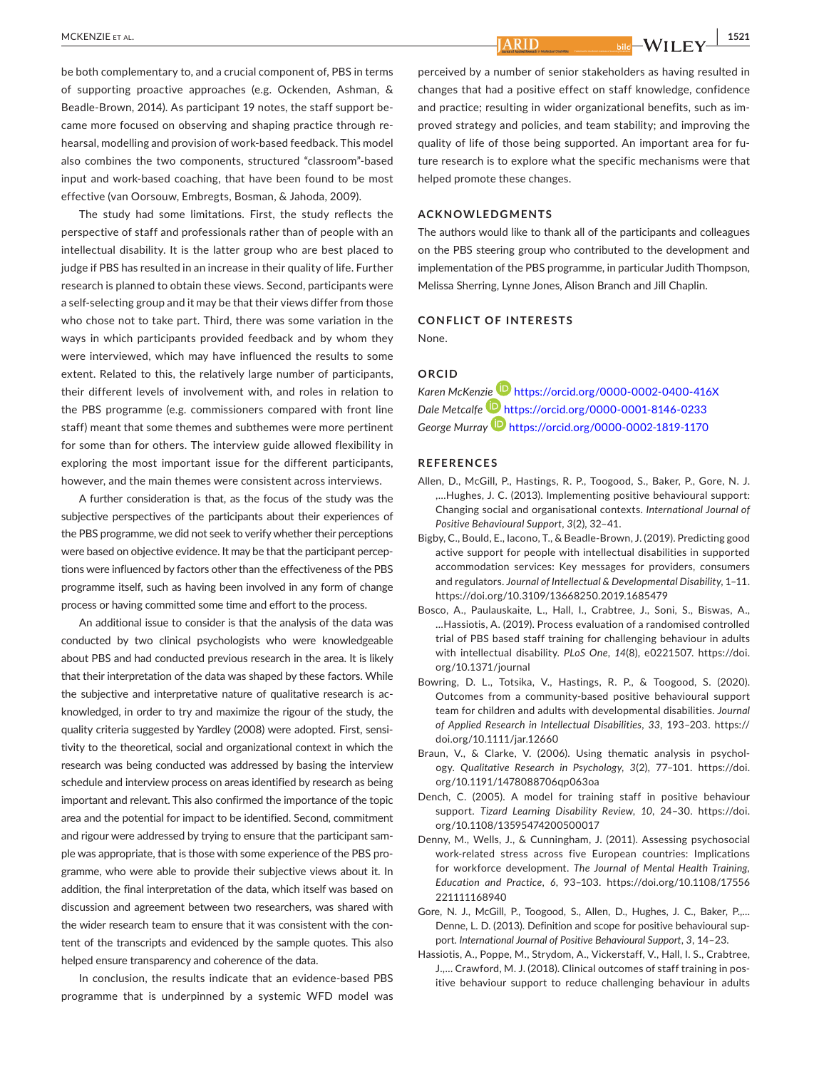be both complementary to, and a crucial component of, PBS in terms of supporting proactive approaches (e.g. Ockenden, Ashman, & Beadle-Brown, 2014). As participant 19 notes, the staff support became more focused on observing and shaping practice through rehearsal, modelling and provision of work-based feedback. This model also combines the two components, structured "classroom"-based input and work-based coaching, that have been found to be most effective (van Oorsouw, Embregts, Bosman, & Jahoda, 2009).

The study had some limitations. First, the study reflects the perspective of staff and professionals rather than of people with an intellectual disability. It is the latter group who are best placed to judge if PBS has resulted in an increase in their quality of life. Further research is planned to obtain these views. Second, participants were a self-selecting group and it may be that their views differ from those who chose not to take part. Third, there was some variation in the ways in which participants provided feedback and by whom they were interviewed, which may have influenced the results to some extent. Related to this, the relatively large number of participants, their different levels of involvement with, and roles in relation to the PBS programme (e.g. commissioners compared with front line staff) meant that some themes and subthemes were more pertinent for some than for others. The interview guide allowed flexibility in exploring the most important issue for the different participants, however, and the main themes were consistent across interviews.

A further consideration is that, as the focus of the study was the subjective perspectives of the participants about their experiences of the PBS programme, we did not seek to verify whether their perceptions were based on objective evidence. It may be that the participant perceptions were influenced by factors other than the effectiveness of the PBS programme itself, such as having been involved in any form of change process or having committed some time and effort to the process.

An additional issue to consider is that the analysis of the data was conducted by two clinical psychologists who were knowledgeable about PBS and had conducted previous research in the area. It is likely that their interpretation of the data was shaped by these factors. While the subjective and interpretative nature of qualitative research is acknowledged, in order to try and maximize the rigour of the study, the quality criteria suggested by Yardley (2008) were adopted. First, sensitivity to the theoretical, social and organizational context in which the research was being conducted was addressed by basing the interview schedule and interview process on areas identified by research as being important and relevant. This also confirmed the importance of the topic area and the potential for impact to be identified. Second, commitment and rigour were addressed by trying to ensure that the participant sample was appropriate, that is those with some experience of the PBS programme, who were able to provide their subjective views about it. In addition, the final interpretation of the data, which itself was based on discussion and agreement between two researchers, was shared with the wider research team to ensure that it was consistent with the content of the transcripts and evidenced by the sample quotes. This also helped ensure transparency and coherence of the data.

In conclusion, the results indicate that an evidence-based PBS programme that is underpinned by a systemic WFD model was perceived by a number of senior stakeholders as having resulted in changes that had a positive effect on staff knowledge, confidence and practice; resulting in wider organizational benefits, such as improved strategy and policies, and team stability; and improving the quality of life of those being supported. An important area for future research is to explore what the specific mechanisms were that helped promote these changes.

## ACKNOWLEDGMENTS

The authors would like to thank all of the participants and colleagues on the PBS steering group who contributed to the development and implementation of the PBS programme, in particular Judith Thompson, Melissa Sherring, Lynne Jones, Alison Branch and Jill Chaplin.

## CONFLICT OF INTERESTS

None.

## ORCID

*Karen McKenzie* https://orcid.org/0000-0002-0400-416X
*Dale Metcalfe* https://orcid.org/0000-0001-8146-0233
*George Murray* https://orcid.org/0000-0002-1819-1170

## REFERENCES

Allen, D., McGill, P., Hastings, R. P., Toogood, S., Baker, P., Gore, N. J. ,…Hughes, J. C. (2013). Implementing positive behavioural support: Changing social and organisational contexts. *International Journal of Positive Behavioural Support*, *3*(2), 32–41.

Bigby, C., Bould, E., Iacono, T., & Beadle-Brown, J. (2019). Predicting good active support for people with intellectual disabilities in supported accommodation services: Key messages for providers, consumers and regulators. *Journal of Intellectual & Developmental Disability*, 1–11. https://doi.org/10.3109/13668250.2019.1685479

Bosco, A., Paulauskaite, L., Hall, I., Crabtree, J., Soni, S., Biswas, A., …Hassiotis, A. (2019). Process evaluation of a randomised controlled trial of PBS based staff training for challenging behaviour in adults with intellectual disability. *PLoS One*, *14*(8), e0221507. https://doi.org/10.1371/journal

Bowring, D. L., Totsika, V., Hastings, R. P., & Toogood, S. (2020). Outcomes from a community-based positive behavioural support team for children and adults with developmental disabilities. *Journal of Applied Research in Intellectual Disabilities*, *33*, 193–203. https://doi.org/10.1111/jar.12660

Braun, V., & Clarke, V. (2006). Using thematic analysis in psychology. *Qualitative Research in Psychology*, *3*(2), 77–101. https://doi.org/10.1191/1478088706qp063oa

Dench, C. (2005). A model for training staff in positive behaviour support. *Tizard Learning Disability Review*, *10*, 24–30. https://doi.org/10.1108/13595474200500017

Denny, M., Wells, J., & Cunningham, J. (2011). Assessing psychosocial work-related stress across five European countries: Implications for workforce development. *The Journal of Mental Health Training, Education and Practice*, *6*, 93–103. https://doi.org/10.1108/17556221111168940

Gore, N. J., McGill, P., Toogood, S., Allen, D., Hughes, J. C., Baker, P.,… Denne, L. D. (2013). Definition and scope for positive behavioural support. *International Journal of Positive Behavioural Support*, *3*, 14–23.

Hassiotis, A., Poppe, M., Strydom, A., Vickerstaff, V., Hall, I. S., Crabtree, J.,… Crawford, M. J. (2018). Clinical outcomes of staff training in positive behaviour support to reduce challenging behaviour in adults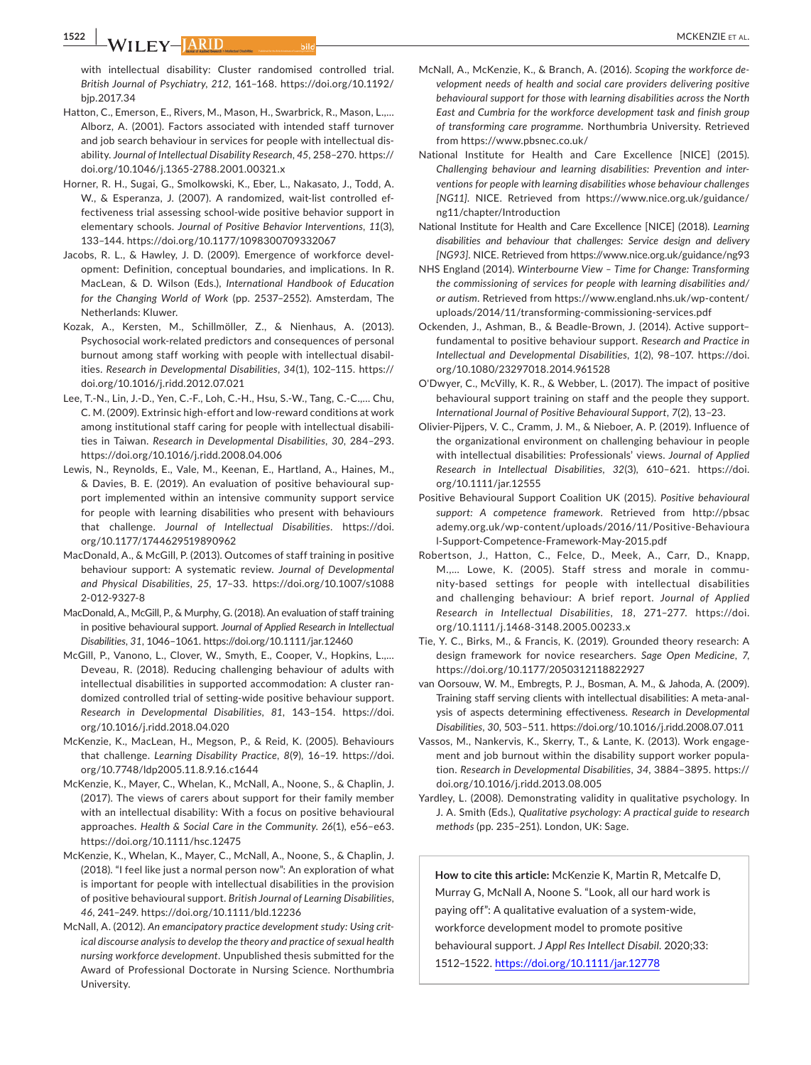with intellectual disability: Cluster randomised controlled trial. *British Journal of Psychiatry*, *212*, 161–168. https://doi.org/10.1192/bjp.2017.34

Hatton, C., Emerson, E., Rivers, M., Mason, H., Swarbrick, R., Mason, L.,… Alborz, A. (2001). Factors associated with intended staff turnover and job search behaviour in services for people with intellectual disability. *Journal of Intellectual Disability Research*, *45*, 258–270. https://doi.org/10.1046/j.1365-2788.2001.00321.x

Horner, R. H., Sugai, G., Smolkowski, K., Eber, L., Nakasato, J., Todd, A. W., & Esperanza, J. (2007). A randomized, wait-list controlled effectiveness trial assessing school-wide positive behavior support in elementary schools. *Journal of Positive Behavior Interventions*, *11*(3), 133–144. https://doi.org/10.1177/1098300709332067

Jacobs, R. L., & Hawley, J. D. (2009). Emergence of workforce development: Definition, conceptual boundaries, and implications. In R. MacLean, & D. Wilson (Eds.), *International Handbook of Education for the Changing World of Work* (pp. 2537–2552). Amsterdam, The Netherlands: Kluwer.

Kozak, A., Kersten, M., Schillmöller, Z., & Nienhaus, A. (2013). Psychosocial work-related predictors and consequences of personal burnout among staff working with people with intellectual disabilities. *Research in Developmental Disabilities*, *34*(1), 102–115. https://doi.org/10.1016/j.ridd.2012.07.021

Lee, T.-N., Lin, J.-D., Yen, C.-F., Loh, C.-H., Hsu, S.-W., Tang, C.-C.,… Chu, C. M. (2009). Extrinsic high-effort and low-reward conditions at work among institutional staff caring for people with intellectual disabilities in Taiwan. *Research in Developmental Disabilities*, *30*, 284–293. https://doi.org/10.1016/j.ridd.2008.04.006

Lewis, N., Reynolds, E., Vale, M., Keenan, E., Hartland, A., Haines, M., & Davies, B. E. (2019). An evaluation of positive behavioural support implemented within an intensive community support service for people with learning disabilities who present with behaviours that challenge. *Journal of Intellectual Disabilities*. https://doi.org/10.1177/1744629519890962

MacDonald, A., & McGill, P. (2013). Outcomes of staff training in positive behaviour support: A systematic review. *Journal of Developmental and Physical Disabilities*, *25*, 17–33. https://doi.org/10.1007/s10882-012-9327-8

MacDonald, A., McGill, P., & Murphy, G. (2018). An evaluation of staff training in positive behavioural support. *Journal of Applied Research in Intellectual Disabilities*, *31*, 1046–1061. https://doi.org/10.1111/jar.12460

McGill, P., Vanono, L., Clover, W., Smyth, E., Cooper, V., Hopkins, L.,… Deveau, R. (2018). Reducing challenging behaviour of adults with intellectual disabilities in supported accommodation: A cluster randomized controlled trial of setting-wide positive behaviour support. *Research in Developmental Disabilities*, *81*, 143–154. https://doi.org/10.1016/j.ridd.2018.04.020

McKenzie, K., MacLean, H., Megson, P., & Reid, K. (2005). Behaviours that challenge. *Learning Disability Practice*, *8*(9), 16–19. https://doi.org/10.7748/ldp2005.11.8.9.16.c1644

McKenzie, K., Mayer, C., Whelan, K., McNall, A., Noone, S., & Chaplin, J. (2017). The views of carers about support for their family member with an intellectual disability: With a focus on positive behavioural approaches. *Health & Social Care in the Community*. *26*(1), e56–e63. https://doi.org/10.1111/hsc.12475

McKenzie, K., Whelan, K., Mayer, C., McNall, A., Noone, S., & Chaplin, J. (2018). "I feel like just a normal person now": An exploration of what is important for people with intellectual disabilities in the provision of positive behavioural support. *British Journal of Learning Disabilities*, *46*, 241–249. https://doi.org/10.1111/bld.12236

McNall, A. (2012). *An emancipatory practice development study: Using critical discourse analysis to develop the theory and practice of sexual health nursing workforce development*. Unpublished thesis submitted for the Award of Professional Doctorate in Nursing Science. Northumbria University.

McNall, A., McKenzie, K., & Branch, A. (2016). *Scoping the workforce development needs of health and social care providers delivering positive behavioural support for those with learning disabilities across the North East and Cumbria for the workforce development task and finish group of transforming care programme*. Northumbria University. Retrieved from https://www.pbsnec.co.uk/

National Institute for Health and Care Excellence [NICE] (2015). *Challenging behaviour and learning disabilities: Prevention and interventions for people with learning disabilities whose behaviour challenges [NG11]*. NICE. Retrieved from https://www.nice.org.uk/guidance/ng11/chapter/Introduction

National Institute for Health and Care Excellence [NICE] (2018). *Learning disabilities and behaviour that challenges: Service design and delivery [NG93]*. NICE. Retrieved from https://www.nice.org.uk/guidance/ng93

NHS England (2014). *Winterbourne View – Time for Change: Transforming the commissioning of services for people with learning disabilities and/or autism*. Retrieved from https://www.england.nhs.uk/wp-content/uploads/2014/11/transforming-commissioning-services.pdf

Ockenden, J., Ashman, B., & Beadle-Brown, J. (2014). Active support–fundamental to positive behaviour support. *Research and Practice in Intellectual and Developmental Disabilities*, *1*(2), 98–107. https://doi.org/10.1080/23297018.2014.961528

O'Dwyer, C., McVilly, K. R., & Webber, L. (2017). The impact of positive behavioural support training on staff and the people they support. *International Journal of Positive Behavioural Support*, *7*(2), 13–23.

Olivier-Pijpers, V. C., Cramm, J. M., & Nieboer, A. P. (2019). Influence of the organizational environment on challenging behaviour in people with intellectual disabilities: Professionals' views. *Journal of Applied Research in Intellectual Disabilities*, *32*(3), 610–621. https://doi.org/10.1111/jar.12555

Positive Behavioural Support Coalition UK (2015). *Positive behavioural support: A competence framework*. Retrieved from http://pbsacademy.org.uk/wp-content/uploads/2016/11/Positive-Behavioural-Support-Competence-Framework-May-2015.pdf

Robertson, J., Hatton, C., Felce, D., Meek, A., Carr, D., Knapp, M.,… Lowe, K. (2005). Staff stress and morale in community-based settings for people with intellectual disabilities and challenging behaviour: A brief report. *Journal of Applied Research in Intellectual Disabilities*, *18*, 271–277. https://doi.org/10.1111/j.1468-3148.2005.00233.x

Tie, Y. C., Birks, M., & Francis, K. (2019). Grounded theory research: A design framework for novice researchers. *Sage Open Medicine*, *7*, https://doi.org/10.1177/2050312118822927

van Oorsouw, W. M., Embregts, P. J., Bosman, A. M., & Jahoda, A. (2009). Training staff serving clients with intellectual disabilities: A meta-analysis of aspects determining effectiveness. *Research in Developmental Disabilities*, *30*, 503–511. https://doi.org/10.1016/j.ridd.2008.07.011

Vassos, M., Nankervis, K., Skerry, T., & Lante, K. (2013). Work engagement and job burnout within the disability support worker population. *Research in Developmental Disabilities*, *34*, 3884–3895. https://doi.org/10.1016/j.ridd.2013.08.005

Yardley, L. (2008). Demonstrating validity in qualitative psychology. In J. A. Smith (Eds.), *Qualitative psychology: A practical guide to research methods* (pp. 235–251). London, UK: Sage.

**How to cite this article:** McKenzie K, Martin R, Metcalfe D, Murray G, McNall A, Noone S. "Look, all our hard work is paying off": A qualitative evaluation of a system-wide, workforce development model to promote positive behavioural support. *J Appl Res Intellect Disabil*. 2020;33:1512–1522. https://doi.org/10.1111/jar.12778